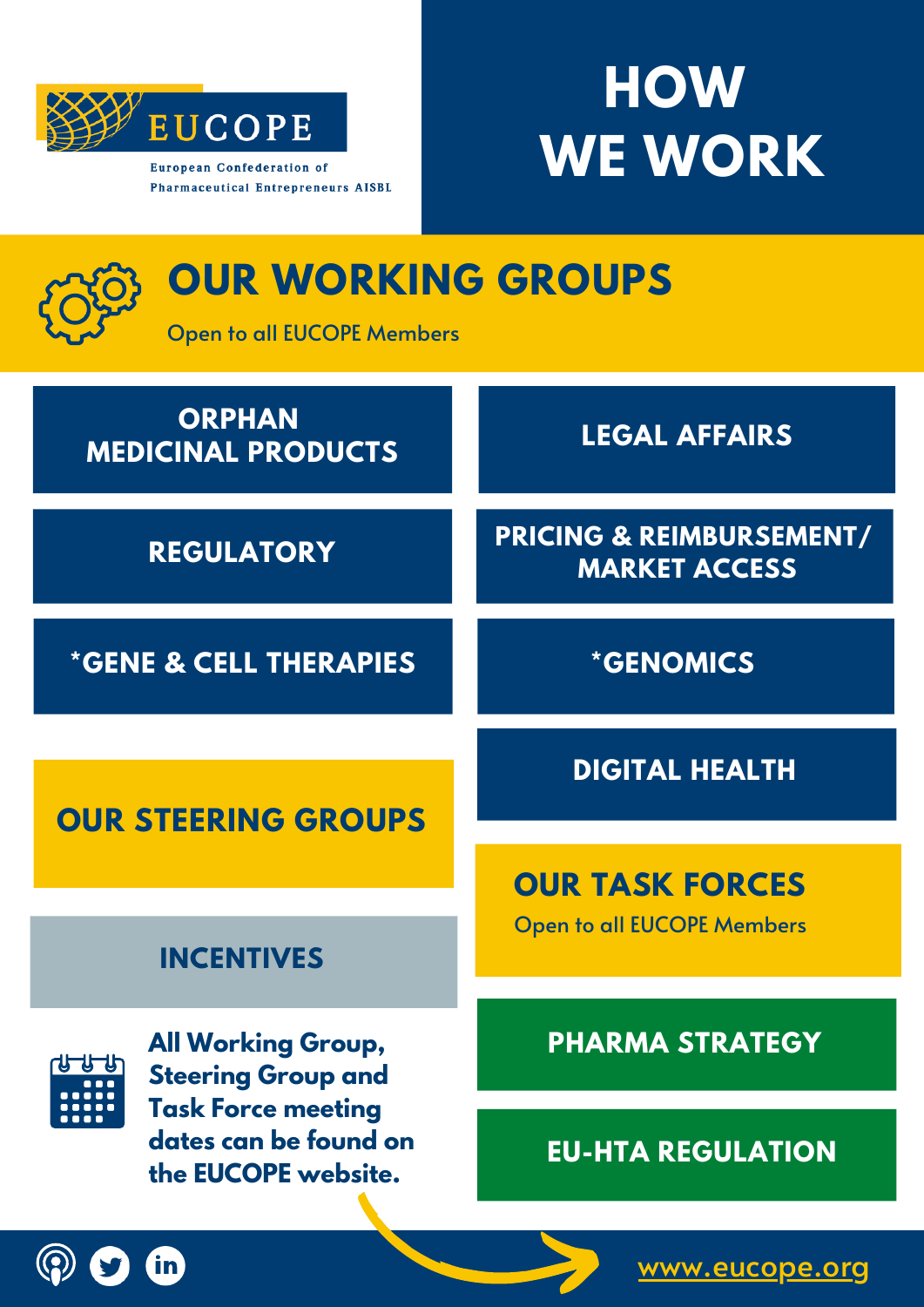EUCOPE

European Confederation of Pharmaceutical Entrepreneurs AISBL

# HOW WE WORK

## OUR WORKING GROUPS

Open to all EUCOPE Members

- ORPHAN MEDICINAL PRODUCTS
- LEGAL AFFAIRS
- REGULATORY
- PRICING & REIMBURSEMENT/ MARKET ACCESS
- *GENE & CELL THERAPIES
- *GENOMICS
- DIGITAL HEALTH

## OUR STEERING GROUPS

- INCENTIVES

## OUR TASK FORCES

Open to all EUCOPE Members

- PHARMA STRATEGY
- EU-HTA REGULATION

**All Working Group, Steering Group and Task Force meeting dates can be found on the EUCOPE website.**

www.eucope.org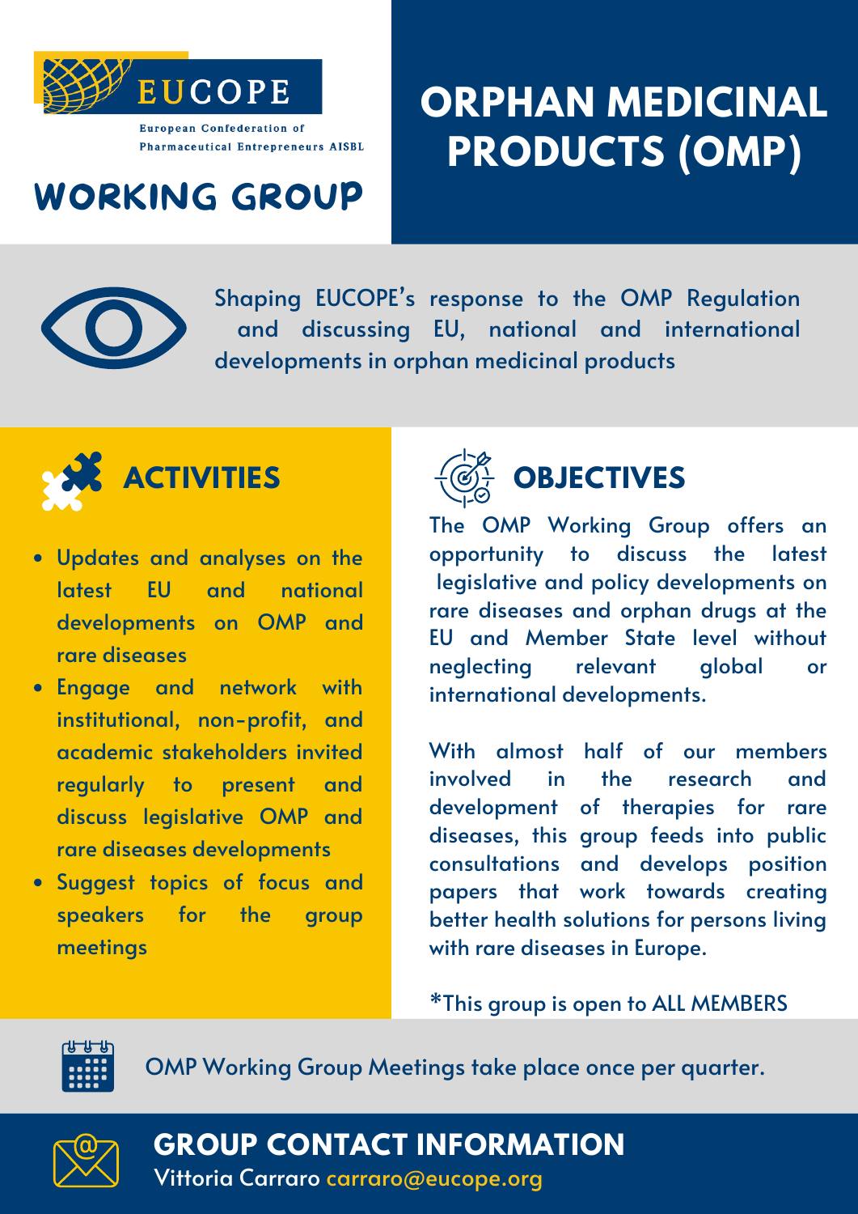EUCOPE

European Confederation of Pharmaceutical Entrepreneurs AISBL

# WORKING GROUP

# ORPHAN MEDICINAL PRODUCTS (OMP)

Shaping EUCOPE's response to the OMP Regulation and discussing EU, national and international developments in orphan medicinal products

## ACTIVITIES

- Updates and analyses on the latest EU and national developments on OMP and rare diseases
- Engage and network with institutional, non-profit, and academic stakeholders invited regularly to present and discuss legislative OMP and rare diseases developments
- Suggest topics of focus and speakers for the group meetings

## OBJECTIVES

The OMP Working Group offers an opportunity to discuss the latest legislative and policy developments on rare diseases and orphan drugs at the EU and Member State level without neglecting relevant global or international developments.

With almost half of our members involved in the research and development of therapies for rare diseases, this group feeds into public consultations and develops position papers that work towards creating better health solutions for persons living with rare diseases in Europe.

*This group is open to ALL MEMBERS

OMP Working Group Meetings take place once per quarter.

## GROUP CONTACT INFORMATION

Vittoria Carraro carraro@eucope.org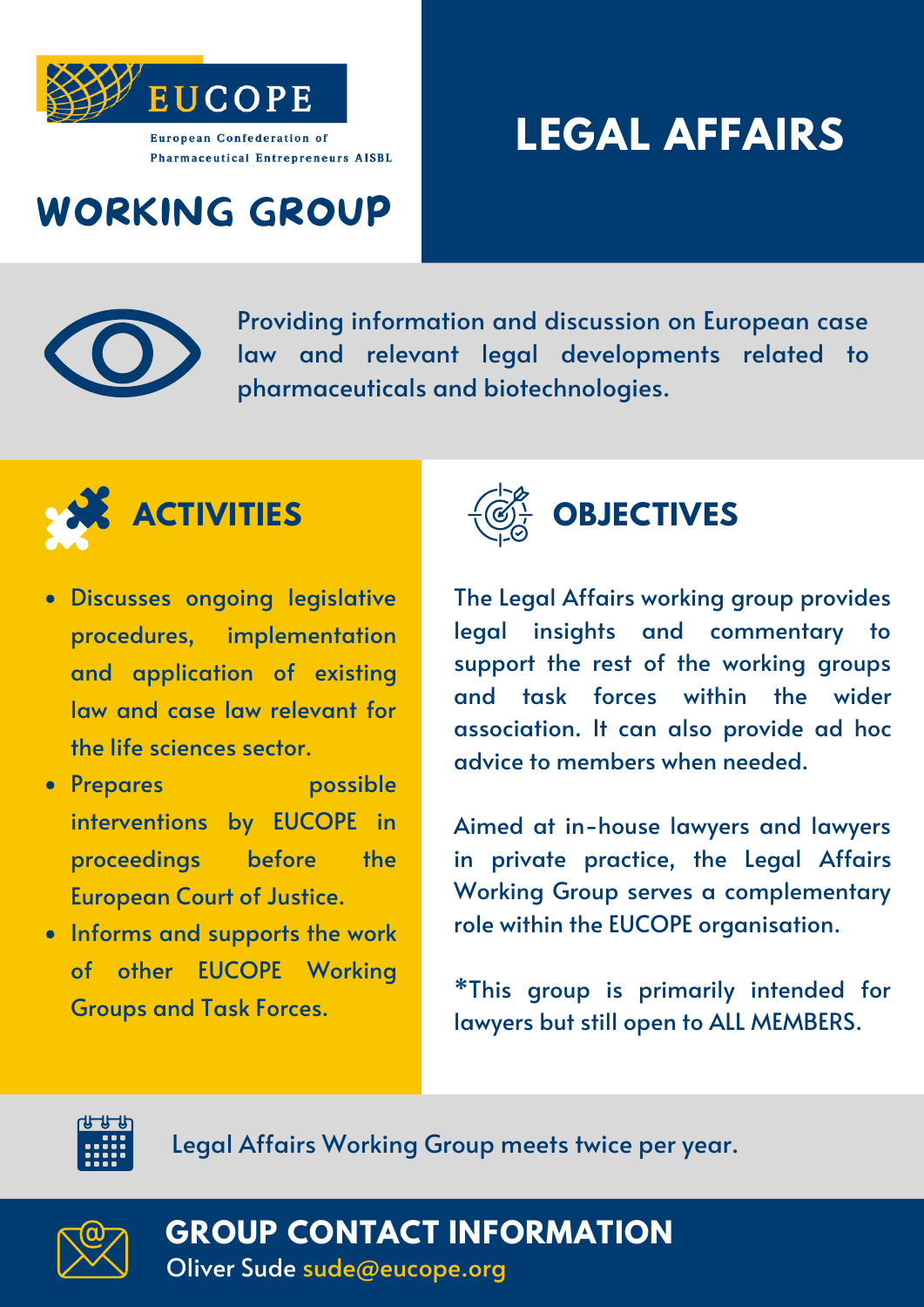EUCOPE

European Confederation of Pharmaceutical Entrepreneurs AISBL

# LEGAL AFFAIRS

## WORKING GROUP

Providing information and discussion on European case law and relevant legal developments related to pharmaceuticals and biotechnologies.

## ACTIVITIES

- Discusses ongoing legislative procedures, implementation and application of existing law and case law relevant for the life sciences sector.
- Prepares possible interventions by EUCOPE in proceedings before the European Court of Justice.
- Informs and supports the work of other EUCOPE Working Groups and Task Forces.

## OBJECTIVES

The Legal Affairs working group provides legal insights and commentary to support the rest of the working groups and task forces within the wider association. It can also provide ad hoc advice to members when needed.

Aimed at in-house lawyers and lawyers in private practice, the Legal Affairs Working Group serves a complementary role within the EUCOPE organisation.

*This group is primarily intended for lawyers but still open to ALL MEMBERS.

Legal Affairs Working Group meets twice per year.

## GROUP CONTACT INFORMATION

Oliver Sude sude@eucope.org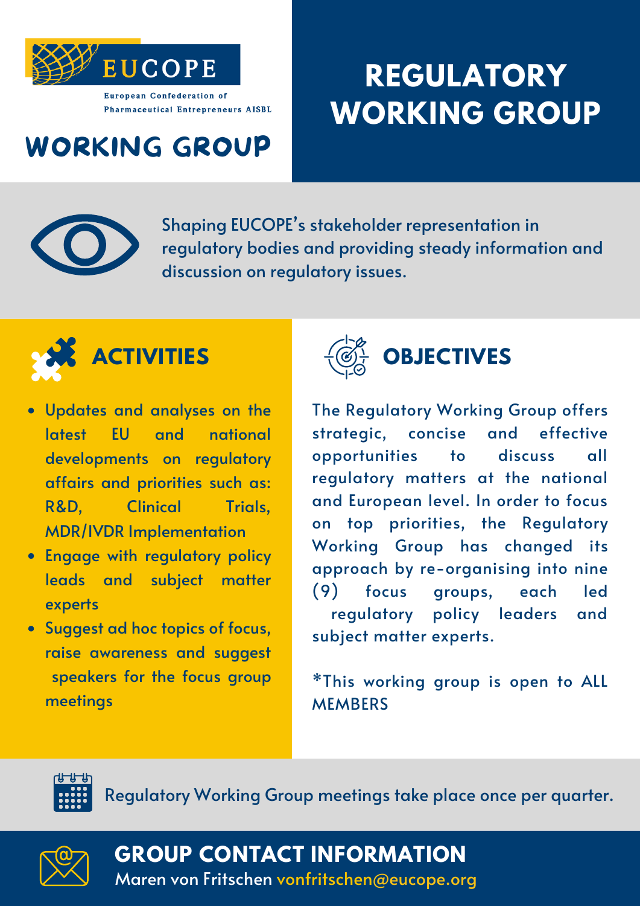EUCOPE

European Confederation of Pharmaceutical Entrepreneurs AISBL

# WORKING GROUP

# REGULATORY WORKING GROUP

Shaping EUCOPE's stakeholder representation in regulatory bodies and providing steady information and discussion on regulatory issues.

## ACTIVITIES

- Updates and analyses on the latest EU and national developments on regulatory affairs and priorities such as: R&D, Clinical Trials, MDR/IVDR Implementation
- Engage with regulatory policy leads and subject matter experts
- Suggest ad hoc topics of focus, raise awareness and suggest speakers for the focus group meetings

## OBJECTIVES

The Regulatory Working Group offers strategic, concise and effective opportunities to discuss all regulatory matters at the national and European level. In order to focus on top priorities, the Regulatory Working Group has changed its approach by re-organising into nine (9) focus groups, each led regulatory policy leaders and subject matter experts.

*This working group is open to ALL MEMBERS

Regulatory Working Group meetings take place once per quarter.

## GROUP CONTACT INFORMATION

Maren von Fritschen vonfritschen@eucope.org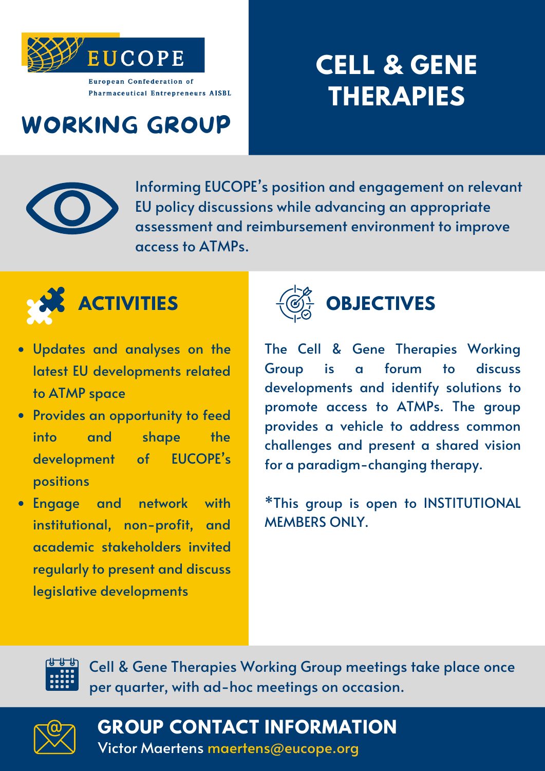EUCOPE

European Confederation of Pharmaceutical Entrepreneurs AISBL

# WORKING GROUP

# CELL & GENE THERAPIES

Informing EUCOPE's position and engagement on relevant EU policy discussions while advancing an appropriate assessment and reimbursement environment to improve access to ATMPs.

## ACTIVITIES

- Updates and analyses on the latest EU developments related to ATMP space
- Provides an opportunity to feed into and shape the development of EUCOPE's positions
- Engage and network with institutional, non-profit, and academic stakeholders invited regularly to present and discuss legislative developments

## OBJECTIVES

The Cell & Gene Therapies Working Group is a forum to discuss developments and identify solutions to promote access to ATMPs. The group provides a vehicle to address common challenges and present a shared vision for a paradigm-changing therapy.

*This group is open to INSTITUTIONAL MEMBERS ONLY.

Cell & Gene Therapies Working Group meetings take place once per quarter, with ad-hoc meetings on occasion.

## GROUP CONTACT INFORMATION

Victor Maertens maertens@eucope.org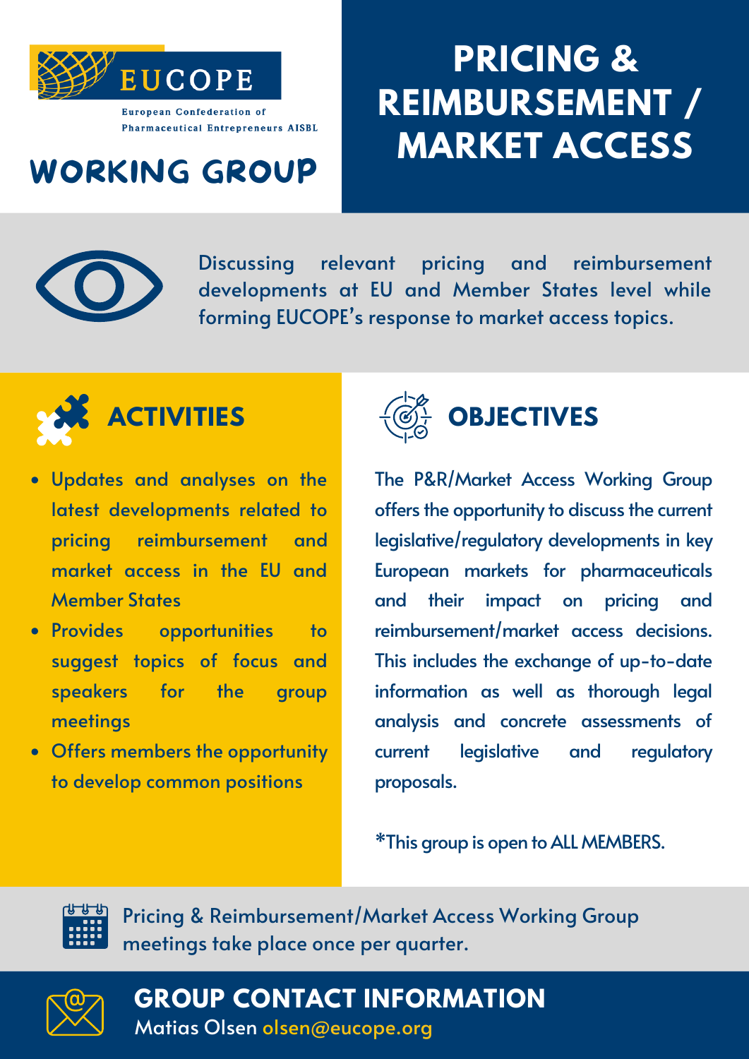EUCOPE

European Confederation of Pharmaceutical Entrepreneurs AISBL

# WORKING GROUP

# PRICING & REIMBURSEMENT / MARKET ACCESS

Discussing relevant pricing and reimbursement developments at EU and Member States level while forming EUCOPE's response to market access topics.

## ACTIVITIES

- Updates and analyses on the latest developments related to pricing reimbursement and market access in the EU and Member States
- Provides opportunities to suggest topics of focus and speakers for the group meetings
- Offers members the opportunity to develop common positions

## OBJECTIVES

The P&R/Market Access Working Group offers the opportunity to discuss the current legislative/regulatory developments in key European markets for pharmaceuticals and their impact on pricing and reimbursement/market access decisions. This includes the exchange of up-to-date information as well as thorough legal analysis and concrete assessments of current legislative and regulatory proposals.

*This group is open to ALL MEMBERS.

Pricing & Reimbursement/Market Access Working Group meetings take place once per quarter.

## GROUP CONTACT INFORMATION

Matias Olsen olsen@eucope.org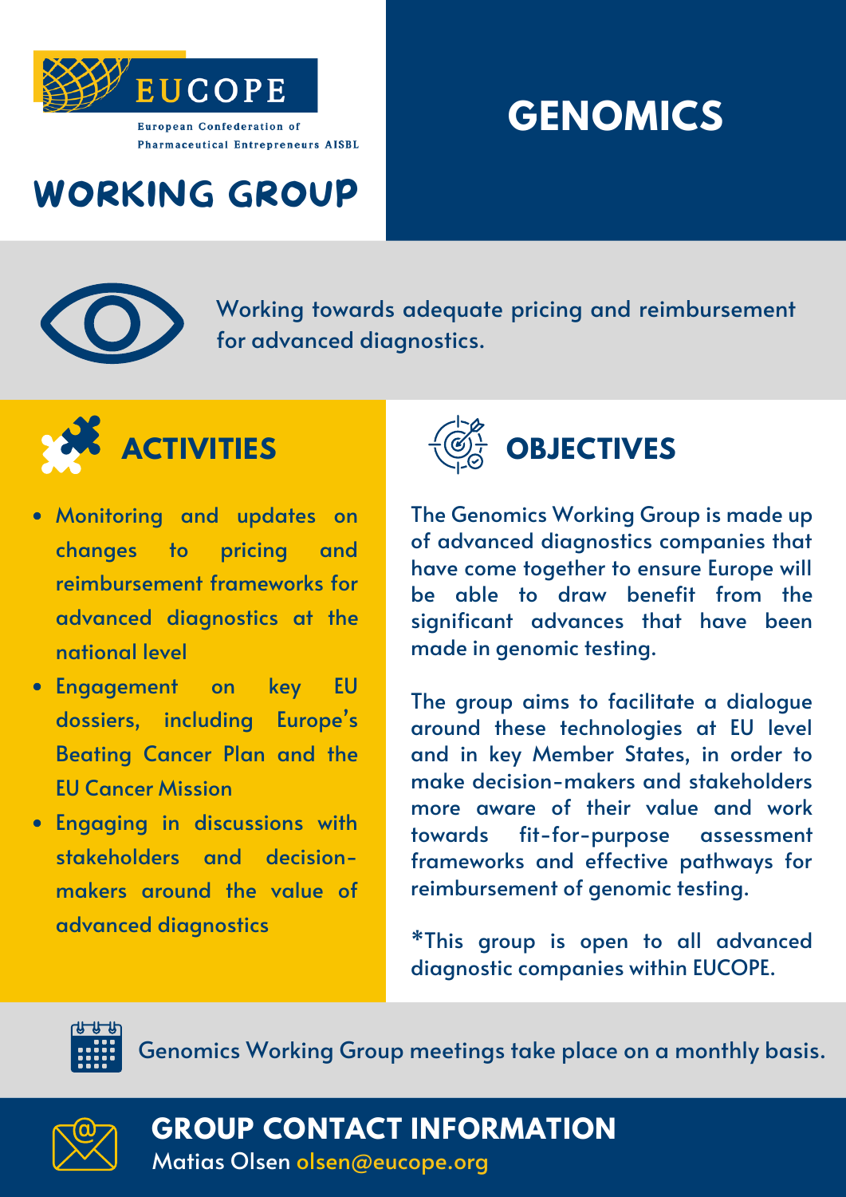EUCOPE

European Confederation of Pharmaceutical Entrepreneurs AISBL

# WORKING GROUP

# GENOMICS

Working towards adequate pricing and reimbursement for advanced diagnostics.

## ACTIVITIES

- Monitoring and updates on changes to pricing and reimbursement frameworks for advanced diagnostics at the national level
- Engagement on key EU dossiers, including Europe's Beating Cancer Plan and the EU Cancer Mission
- Engaging in discussions with stakeholders and decision-makers around the value of advanced diagnostics

## OBJECTIVES

The Genomics Working Group is made up of advanced diagnostics companies that have come together to ensure Europe will be able to draw benefit from the significant advances that have been made in genomic testing.

The group aims to facilitate a dialogue around these technologies at EU level and in key Member States, in order to make decision-makers and stakeholders more aware of their value and work towards fit-for-purpose assessment frameworks and effective pathways for reimbursement of genomic testing.

*This group is open to all advanced diagnostic companies within EUCOPE.

Genomics Working Group meetings take place on a monthly basis.

## GROUP CONTACT INFORMATION

Matias Olsen olsen@eucope.org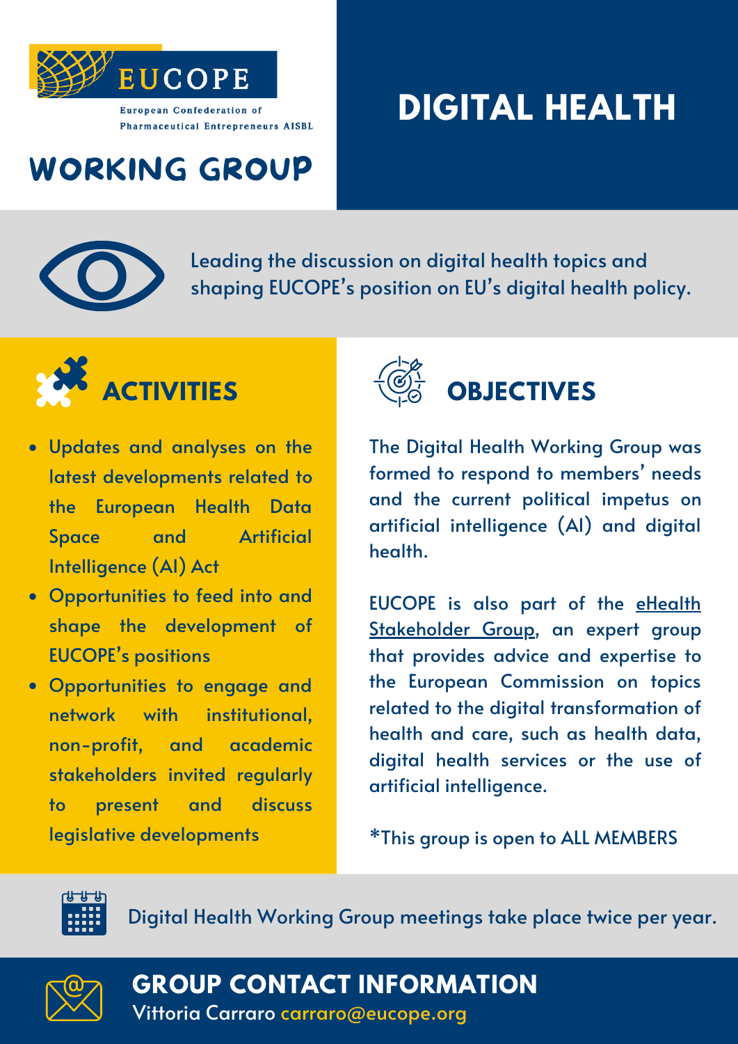EUCOPE

European Confederation of Pharmaceutical Entrepreneurs AISBL

# WORKING GROUP

# DIGITAL HEALTH

Leading the discussion on digital health topics and shaping EUCOPE's position on EU's digital health policy.

## ACTIVITIES

- Updates and analyses on the latest developments related to the European Health Data Space and Artificial Intelligence (AI) Act
- Opportunities to feed into and shape the development of EUCOPE's positions
- Opportunities to engage and network with institutional, non-profit, and academic stakeholders invited regularly to present and discuss legislative developments

## OBJECTIVES

The Digital Health Working Group was formed to respond to members' needs and the current political impetus on artificial intelligence (AI) and digital health.

EUCOPE is also part of the eHealth Stakeholder Group, an expert group that provides advice and expertise to the European Commission on topics related to the digital transformation of health and care, such as health data, digital health services or the use of artificial intelligence.

*This group is open to ALL MEMBERS

Digital Health Working Group meetings take place twice per year.

## GROUP CONTACT INFORMATION

Vittoria Carraro carraro@eucope.org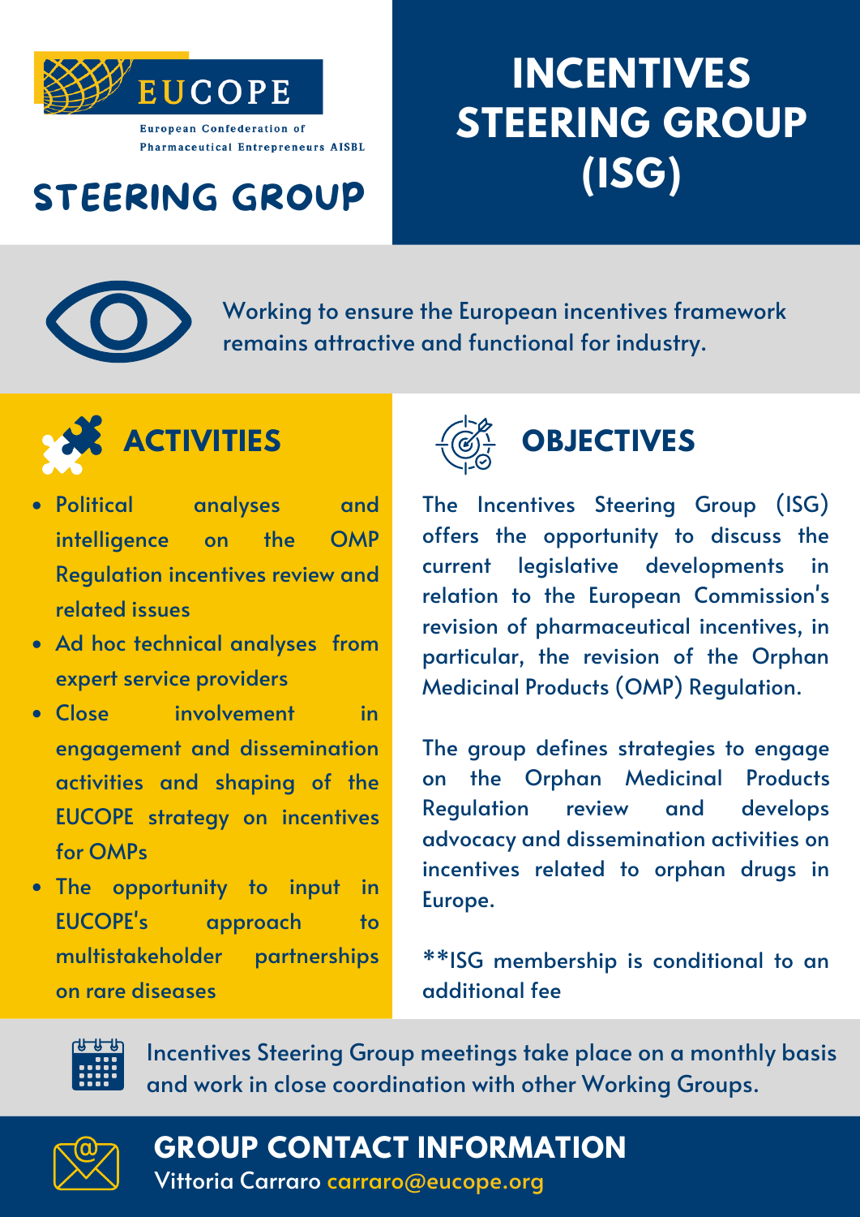EUCOPE

European Confederation of Pharmaceutical Entrepreneurs AISBL

## STEERING GROUP

# INCENTIVES STEERING GROUP (ISG)

Working to ensure the European incentives framework remains attractive and functional for industry.

## ACTIVITIES

- Political analyses and intelligence on the OMP Regulation incentives review and related issues
- Ad hoc technical analyses from expert service providers
- Close involvement in engagement and dissemination activities and shaping of the EUCOPE strategy on incentives for OMPs
- The opportunity to input in EUCOPE's approach to multistakeholder partnerships on rare diseases

## OBJECTIVES

The Incentives Steering Group (ISG) offers the opportunity to discuss the current legislative developments in relation to the European Commission's revision of pharmaceutical incentives, in particular, the revision of the Orphan Medicinal Products (OMP) Regulation.

The group defines strategies to engage on the Orphan Medicinal Products Regulation review and develops advocacy and dissemination activities on incentives related to orphan drugs in Europe.

**ISG membership is conditional to an additional fee

Incentives Steering Group meetings take place on a monthly basis and work in close coordination with other Working Groups.

## GROUP CONTACT INFORMATION

Vittoria Carraro carraro@eucope.org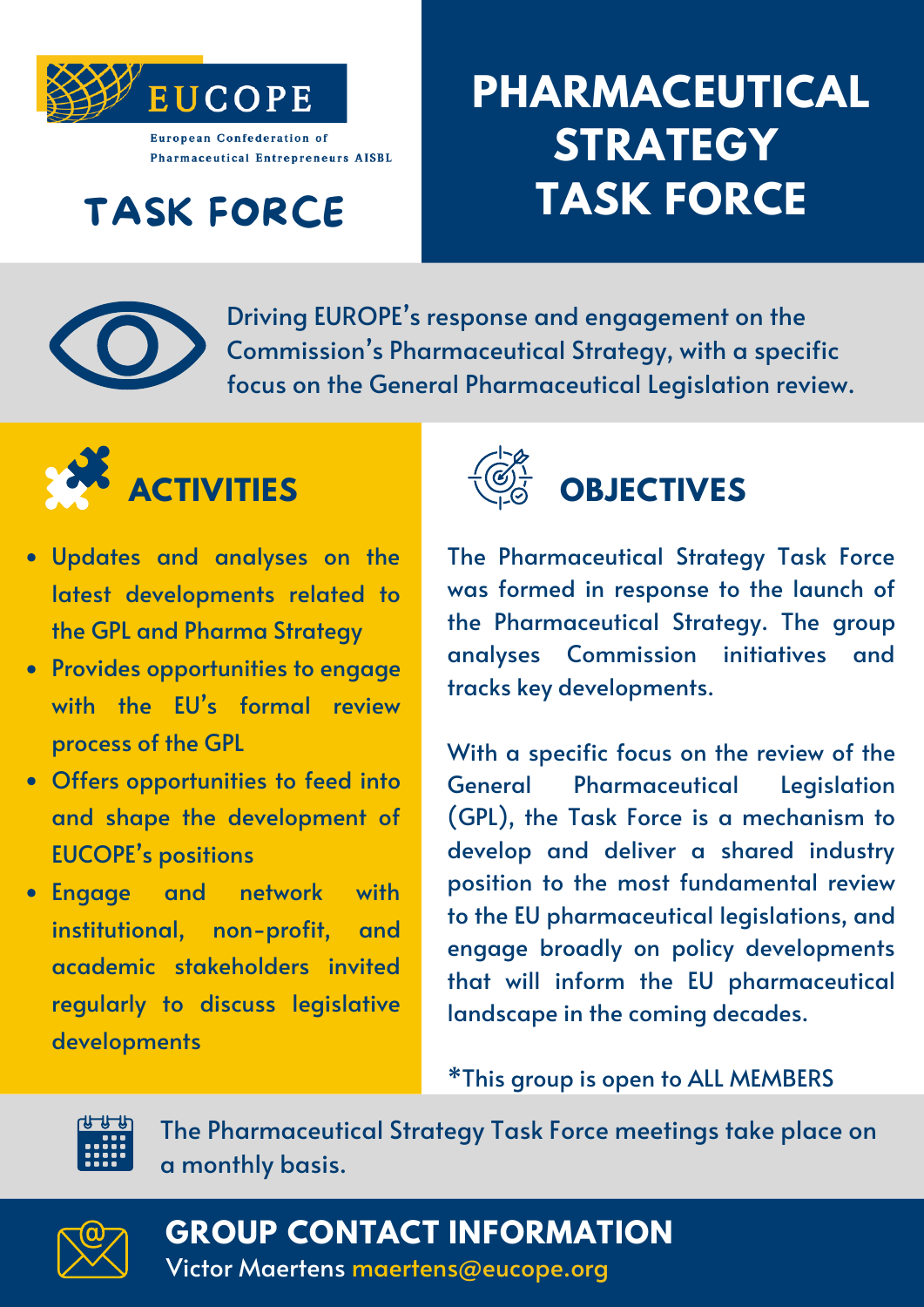EUCOPE

European Confederation of Pharmaceutical Entrepreneurs AISBL

## TASK FORCE

# PHARMACEUTICAL STRATEGY TASK FORCE

Driving EUROPE's response and engagement on the Commission's Pharmaceutical Strategy, with a specific focus on the General Pharmaceutical Legislation review.

## ACTIVITIES

- Updates and analyses on the latest developments related to the GPL and Pharma Strategy
- Provides opportunities to engage with the EU's formal review process of the GPL
- Offers opportunities to feed into and shape the development of EUCOPE's positions
- Engage and network with institutional, non-profit, and academic stakeholders invited regularly to discuss legislative developments

## OBJECTIVES

The Pharmaceutical Strategy Task Force was formed in response to the launch of the Pharmaceutical Strategy. The group analyses Commission initiatives and tracks key developments.

With a specific focus on the review of the General Pharmaceutical Legislation (GPL), the Task Force is a mechanism to develop and deliver a shared industry position to the most fundamental review to the EU pharmaceutical legislations, and engage broadly on policy developments that will inform the EU pharmaceutical landscape in the coming decades.

*This group is open to ALL MEMBERS

The Pharmaceutical Strategy Task Force meetings take place on a monthly basis.

## GROUP CONTACT INFORMATION

Victor Maertens maertens@eucope.org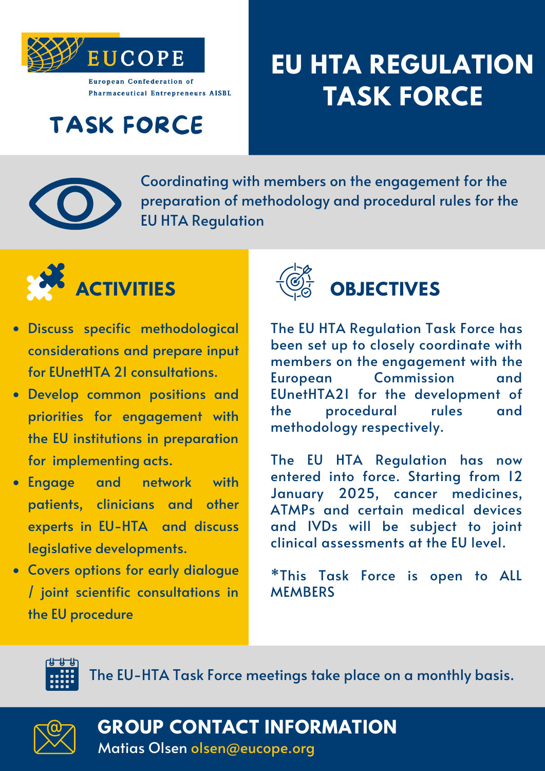EUCOPE

European Confederation of Pharmaceutical Entrepreneurs AISBL

# TASK FORCE

# EU HTA REGULATION TASK FORCE

Coordinating with members on the engagement for the preparation of methodology and procedural rules for the EU HTA Regulation

## ACTIVITIES

- Discuss specific methodological considerations and prepare input for EUnetHTA 21 consultations.
- Develop common positions and priorities for engagement with the EU institutions in preparation for implementing acts.
- Engage and network with patients, clinicians and other experts in EU-HTA and discuss legislative developments.
- Covers options for early dialogue / joint scientific consultations in the EU procedure

## OBJECTIVES

The EU HTA Regulation Task Force has been set up to closely coordinate with members on the engagement with the European Commission and EUnetHTA21 for the development of the procedural rules and methodology respectively.

The EU HTA Regulation has now entered into force. Starting from 12 January 2025, cancer medicines, ATMPs and certain medical devices and IVDs will be subject to joint clinical assessments at the EU level.

*This Task Force is open to ALL MEMBERS

The EU-HTA Task Force meetings take place on a monthly basis.

## GROUP CONTACT INFORMATION

Matias Olsen olsen@eucope.org